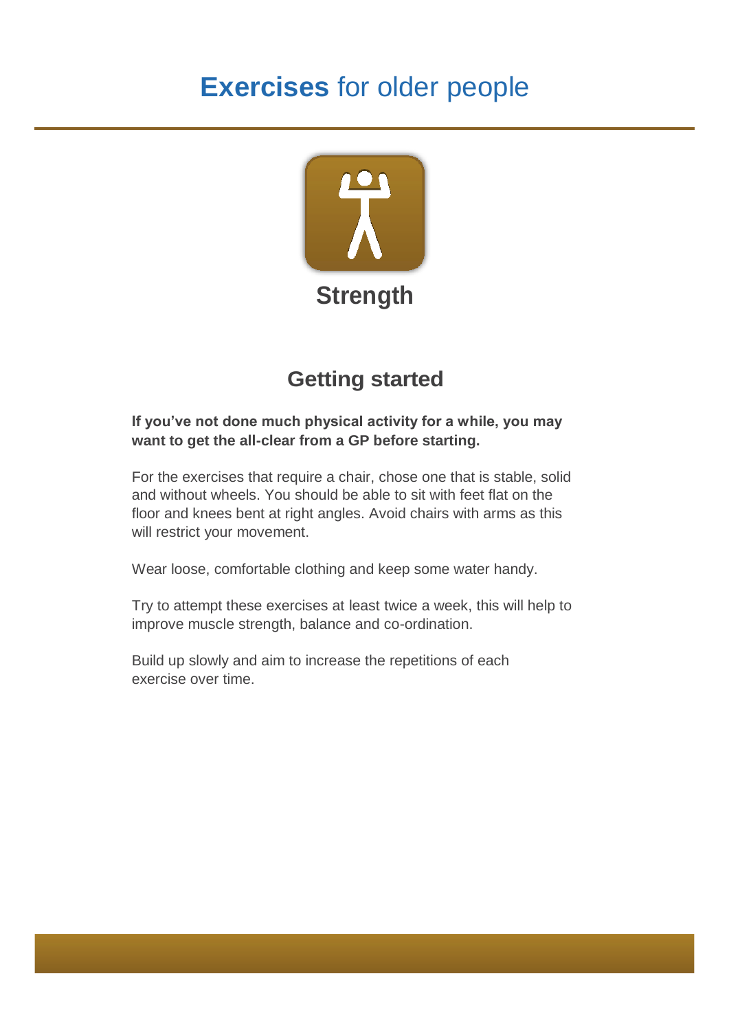# **Exercises** for older people

## Strength

### Getting started

**If you've not done much physical activity for a while, you may want to get the all-clear from a GP before starting.**

For the exercises that require a chair, chose one that is stable, solid and without wheels. You should be able to sit with feet flat on the floor and knees bent at right angles. Avoid chairs with arms as this will restrict your movement.

Wear loose, comfortable clothing and keep some water handy.

Try to attempt these exercises at least twice a week, this will help to improve muscle strength, balance and co-ordination.

Build up slowly and aim to increase the repetitions of each exercise over time.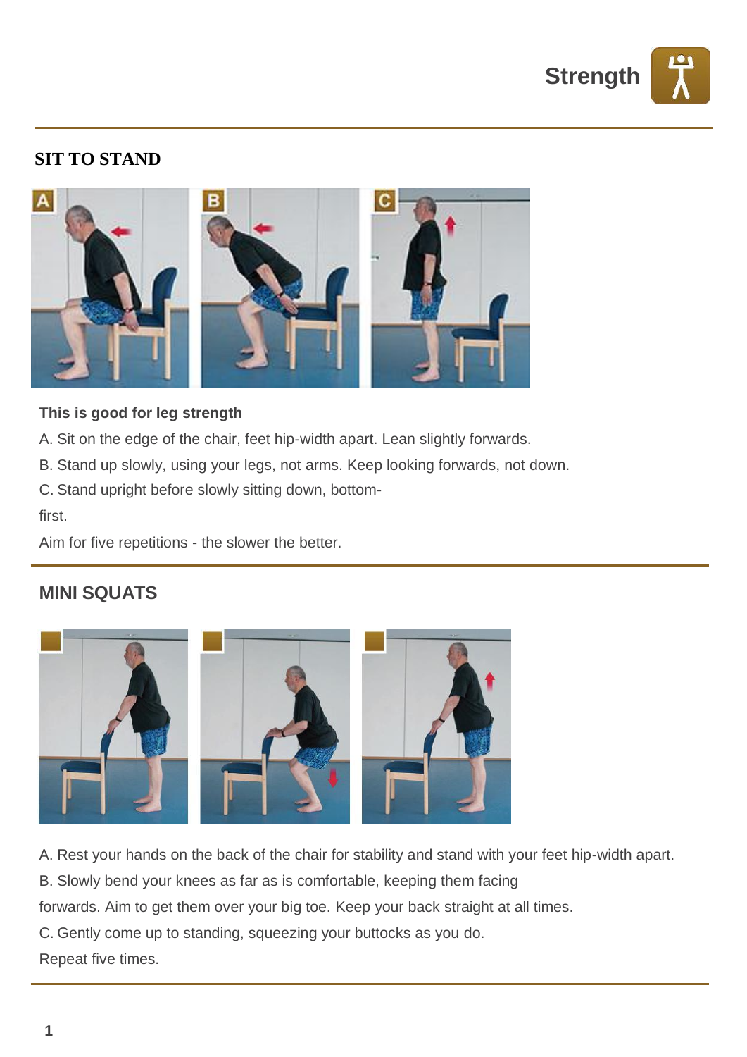Strength

## SIT TO STAND

**This is good for leg strength**

A. Sit on the edge of the chair, feet hip-width apart. Lean slightly forwards.

B. Stand up slowly, using your legs, not arms. Keep looking forwards, not down.

C. Stand upright before slowly sitting down, bottom-first.

Aim for five repetitions - the slower the better.

## MINI SQUATS

A. Rest your hands on the back of the chair for stability and stand with your feet hip-width apart.

B. Slowly bend your knees as far as is comfortable, keeping them facing forwards. Aim to get them over your big toe. Keep your back straight at all times.

C. Gently come up to standing, squeezing your buttocks as you do.

Repeat five times.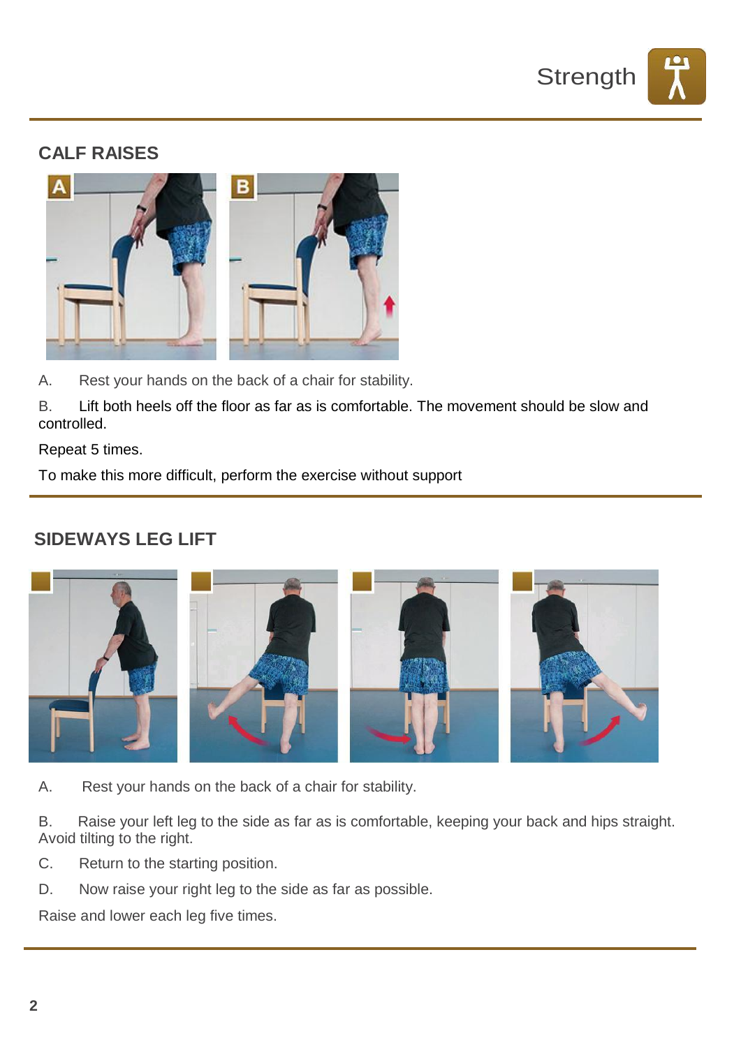## CALF RAISES

A. Rest your hands on the back of a chair for stability.

B. Lift both heels off the floor as far as is comfortable. The movement should be slow and controlled.

Repeat 5 times.

To make this more difficult, perform the exercise without support

## SIDEWAYS LEG LIFT

A. Rest your hands on the back of a chair for stability.

B. Raise your left leg to the side as far as is comfortable, keeping your back and hips straight. Avoid tilting to the right.

C. Return to the starting position.

D. Now raise your right leg to the side as far as possible.

Raise and lower each leg five times.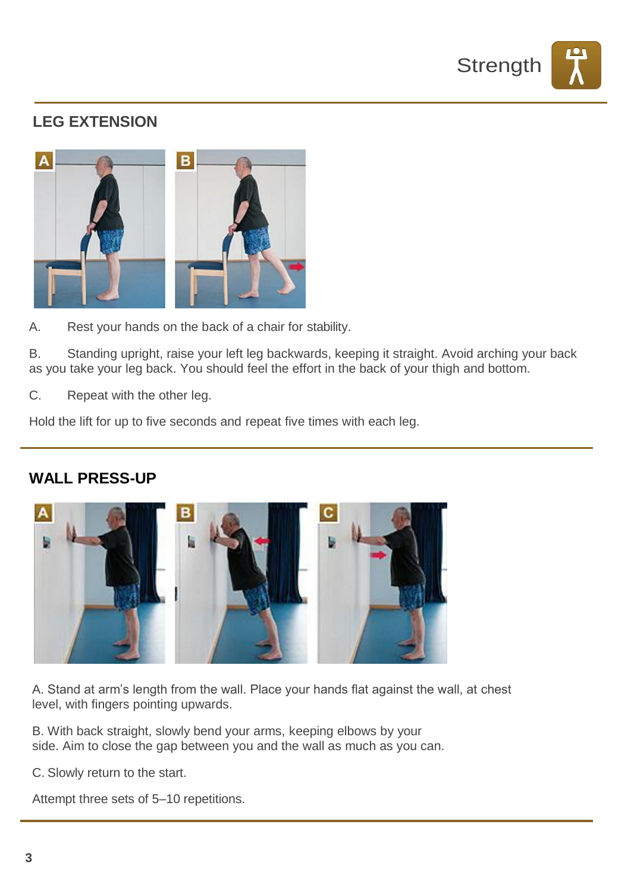Strength

## LEG EXTENSION

A. Rest your hands on the back of a chair for stability.

B. Standing upright, raise your left leg backwards, keeping it straight. Avoid arching your back as you take your leg back. You should feel the effort in the back of your thigh and bottom.

C. Repeat with the other leg.

Hold the lift for up to five seconds and repeat five times with each leg.

## WALL PRESS-UP

A. Stand at arm's length from the wall. Place your hands flat against the wall, at chest level, with fingers pointing upwards.

B. With back straight, slowly bend your arms, keeping elbows by your side. Aim to close the gap between you and the wall as much as you can.

C. Slowly return to the start.

Attempt three sets of 5–10 repetitions.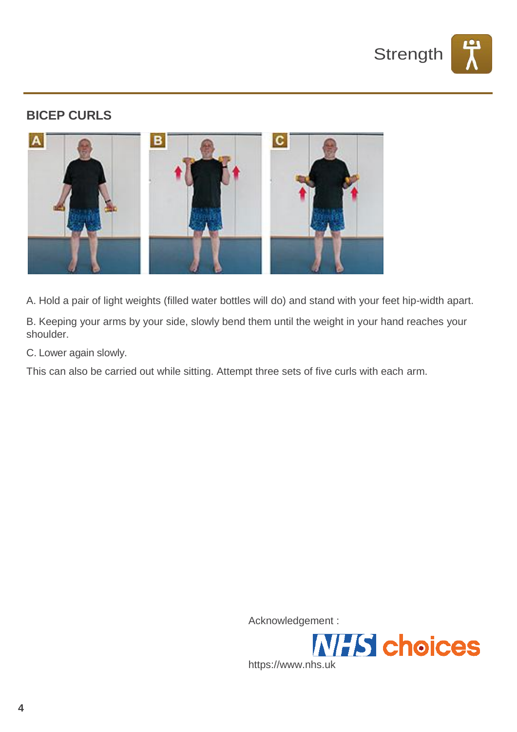Strength

## BICEP CURLS

A. Hold a pair of light weights (filled water bottles will do) and stand with your feet hip-width apart.

B. Keeping your arms by your side, slowly bend them until the weight in your hand reaches your shoulder.

C. Lower again slowly.

This can also be carried out while sitting. Attempt three sets of five curls with each arm.

Acknowledgement :

NHS choices

https://www.nhs.uk